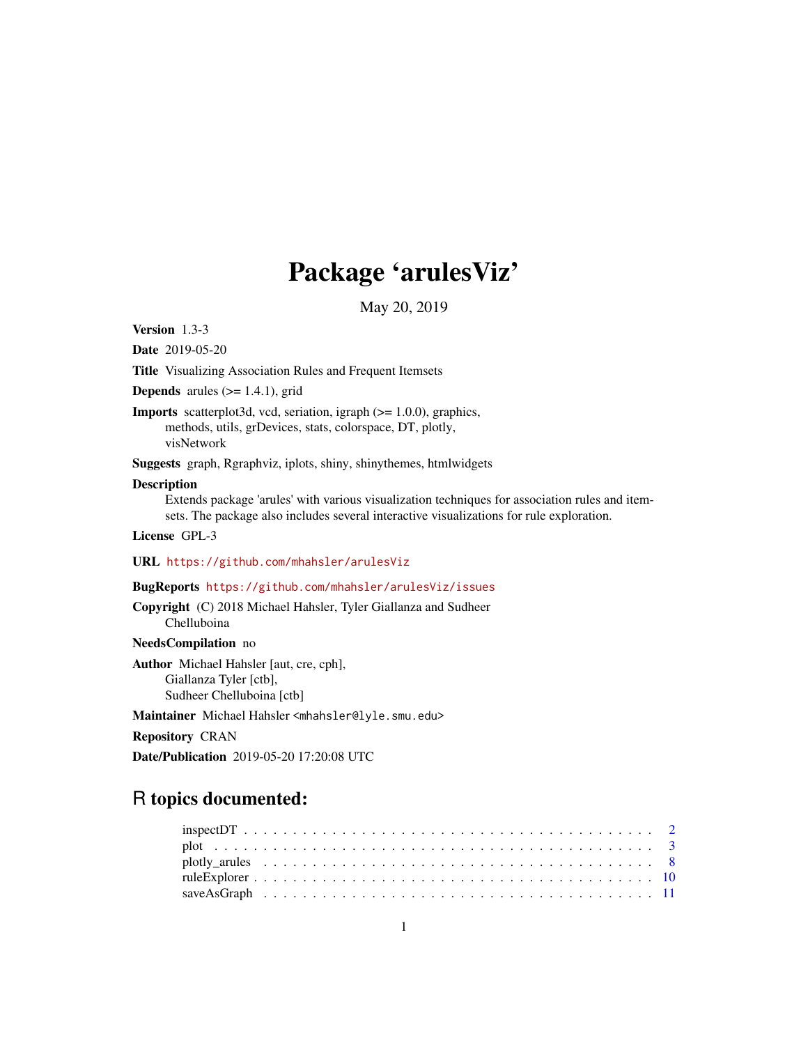# Package 'arulesViz'

May 20, 2019

**Version** 1.3-3

**Date** 2019-05-20

**Title** Visualizing Association Rules and Frequent Itemsets

**Depends** arules (>= 1.4.1), grid

**Imports** scatterplot3d, vcd, seriation, igraph (>= 1.0.0), graphics, methods, utils, grDevices, stats, colorspace, DT, plotly, visNetwork

**Suggests** graph, Rgraphviz, iplots, shiny, shinythemes, htmlwidgets

**Description** Extends package 'arules' with various visualization techniques for association rules and itemsets. The package also includes several interactive visualizations for rule exploration.

**License** GPL-3

**URL** https://github.com/mhahsler/arulesViz

**BugReports** https://github.com/mhahsler/arulesViz/issues

**Copyright** (C) 2018 Michael Hahsler, Tyler Giallanza and Sudheer Chelluboina

**NeedsCompilation** no

**Author** Michael Hahsler [aut, cre, cph], Giallanza Tyler [ctb], Sudheer Chelluboina [ctb]

**Maintainer** Michael Hahsler <mhahsler@lyle.smu.edu>

**Repository** CRAN

**Date/Publication** 2019-05-20 17:20:08 UTC

## R topics documented:

- inspectDT . . . . . . . . . . . . . . . . . . . . . . . . . . . . . . . . . . . . . . . . 2
- plot . . . . . . . . . . . . . . . . . . . . . . . . . . . . . . . . . . . . . . . . . . . 3
- plotly_arules . . . . . . . . . . . . . . . . . . . . . . . . . . . . . . . . . . . . . . 8
- ruleExplorer . . . . . . . . . . . . . . . . . . . . . . . . . . . . . . . . . . . . . . 10
- saveAsGraph . . . . . . . . . . . . . . . . . . . . . . . . . . . . . . . . . . . . . . 11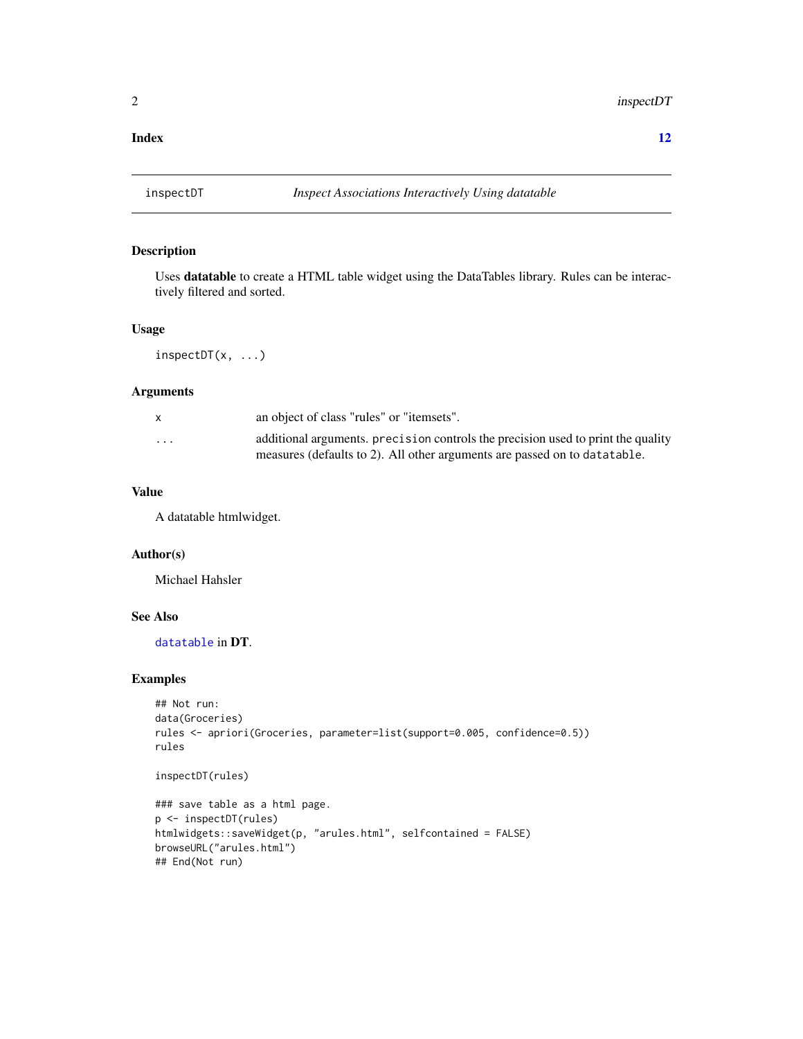**Index** **12**

---

`inspectDT` *Inspect Associations Interactively Using datatable*

---

### Description

Uses **datatable** to create a HTML table widget using the DataTables library. Rules can be interactively filtered and sorted.

### Usage

```
inspectDT(x, ...)
```

### Arguments

| | |
|---|---|
| `x` | an object of class "rules" or "itemsets". |
| `...` | additional arguments. `precision` controls the precision used to print the quality measures (defaults to 2). All other arguments are passed on to `datatable`. |

### Value

A datatable htmlwidget.

### Author(s)

Michael Hahsler

### See Also

`datatable` in **DT**.

### Examples

```
## Not run:
data(Groceries)
rules <- apriori(Groceries, parameter=list(support=0.005, confidence=0.5))
rules

inspectDT(rules)

### save table as a html page.
p <- inspectDT(rules)
htmlwidgets::saveWidget(p, "arules.html", selfcontained = FALSE)
browseURL("arules.html")
## End(Not run)
```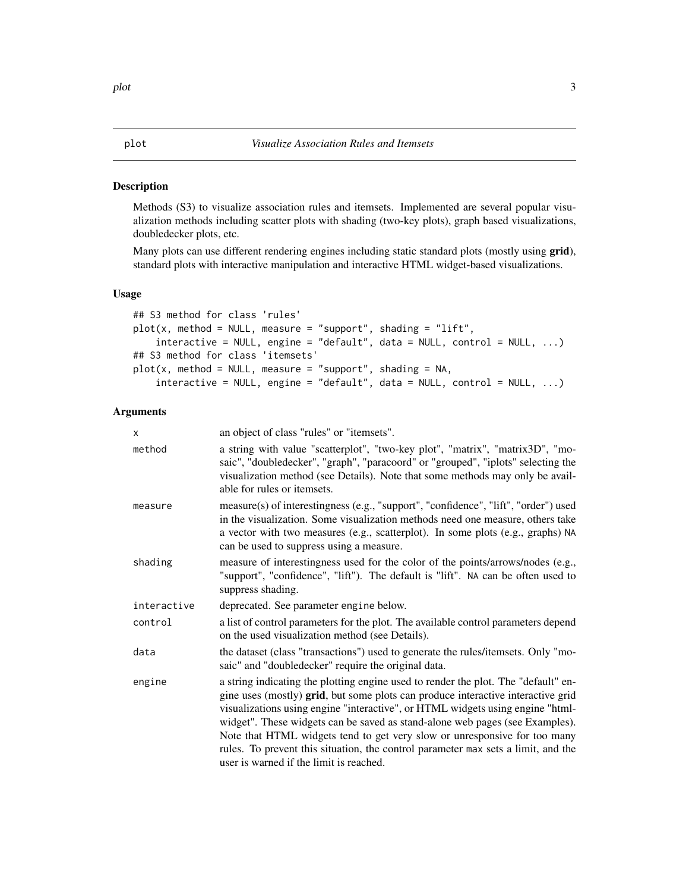# plot — *Visualize Association Rules and Itemsets*

## Description

Methods (S3) to visualize association rules and itemsets. Implemented are several popular visualization methods including scatter plots with shading (two-key plots), graph based visualizations, doubledecker plots, etc.

Many plots can use different rendering engines including static standard plots (mostly using **grid**), standard plots with interactive manipulation and interactive HTML widget-based visualizations.

## Usage

```
## S3 method for class 'rules'
plot(x, method = NULL, measure = "support", shading = "lift",
    interactive = NULL, engine = "default", data = NULL, control = NULL, ...)
## S3 method for class 'itemsets'
plot(x, method = NULL, measure = "support", shading = NA,
    interactive = NULL, engine = "default", data = NULL, control = NULL, ...)
```

## Arguments

| | |
|---|---|
| `x` | an object of class "rules" or "itemsets". |
| `method` | a string with value "scatterplot", "two-key plot", "matrix", "matrix3D", "mosaic", "doubledecker", "graph", "paracoord" or "grouped", "iplots" selecting the visualization method (see Details). Note that some methods may only be available for rules or itemsets. |
| `measure` | measure(s) of interestingness (e.g., "support", "confidence", "lift", "order") used in the visualization. Some visualization methods need one measure, others take a vector with two measures (e.g., scatterplot). In some plots (e.g., graphs) `NA` can be used to suppress using a measure. |
| `shading` | measure of interestingness used for the color of the points/arrows/nodes (e.g., "support", "confidence", "lift"). The default is "lift". `NA` can be often used to suppress shading. |
| `interactive` | deprecated. See parameter `engine` below. |
| `control` | a list of control parameters for the plot. The available control parameters depend on the used visualization method (see Details). |
| `data` | the dataset (class "transactions") used to generate the rules/itemsets. Only "mosaic" and "doubledecker" require the original data. |
| `engine` | a string indicating the plotting engine used to render the plot. The "default" engine uses (mostly) **grid**, but some plots can produce interactive interactive grid visualizations using engine "interactive", or HTML widgets using engine "htmlwidget". These widgets can be saved as stand-alone web pages (see Examples). Note that HTML widgets tend to get very slow or unresponsive for too many rules. To prevent this situation, the control parameter `max` sets a limit, and the user is warned if the limit is reached. |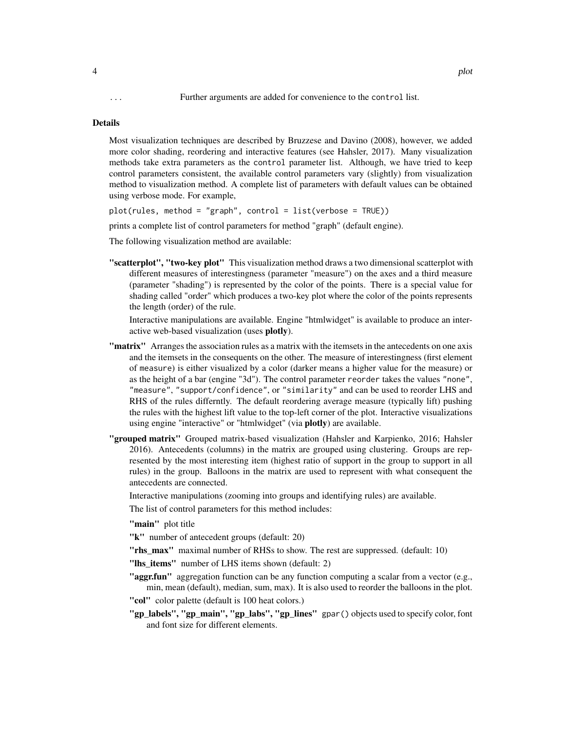... Further arguments are added for convenience to the control list.

## Details

Most visualization techniques are described by Bruzzese and Davino (2008), however, we added more color shading, reordering and interactive features (see Hahsler, 2017). Many visualization methods take extra parameters as the control parameter list. Although, we have tried to keep control parameters consistent, the available control parameters vary (slightly) from visualization method to visualization method. A complete list of parameters with default values can be obtained using verbose mode. For example,

```
plot(rules, method = "graph", control = list(verbose = TRUE))
```

prints a complete list of control parameters for method "graph" (default engine).

The following visualization method are available:

**"scatterplot", "two-key plot"** This visualization method draws a two dimensional scatterplot with different measures of interestingness (parameter "measure") on the axes and a third measure (parameter "shading") is represented by the color of the points. There is a special value for shading called "order" which produces a two-key plot where the color of the points represents the length (order) of the rule.

Interactive manipulations are available. Engine "htmlwidget" is available to produce an interactive web-based visualization (uses **plotly**).

**"matrix"** Arranges the association rules as a matrix with the itemsets in the antecedents on one axis and the itemsets in the consequents on the other. The measure of interestingness (first element of measure) is either visualized by a color (darker means a higher value for the measure) or as the height of a bar (engine "3d"). The control parameter reorder takes the values "none", "measure", "support/confidence", or "similarity" and can be used to reorder LHS and RHS of the rules differntly. The default reordering average measure (typically lift) pushing the rules with the highest lift value to the top-left corner of the plot. Interactive visualizations using engine "interactive" or "htmlwidget" (via **plotly**) are available.

**"grouped matrix"** Grouped matrix-based visualization (Hahsler and Karpienko, 2016; Hahsler 2016). Antecedents (columns) in the matrix are grouped using clustering. Groups are represented by the most interesting item (highest ratio of support in the group to support in all rules) in the group. Balloons in the matrix are used to represent with what consequent the antecedents are connected.

Interactive manipulations (zooming into groups and identifying rules) are available.

The list of control parameters for this method includes:

- **"main"** plot title
- **"k"** number of antecedent groups (default: 20)
- **"rhs_max"** maximal number of RHSs to show. The rest are suppressed. (default: 10)
- **"lhs_items"** number of LHS items shown (default: 2)
- **"aggr.fun"** aggregation function can be any function computing a scalar from a vector (e.g., min, mean (default), median, sum, max). It is also used to reorder the balloons in the plot.
- **"col"** color palette (default is 100 heat colors.)
- **"gp_labels", "gp_main", "gp_labs", "gp_lines"** gpar() objects used to specify color, font and font size for different elements.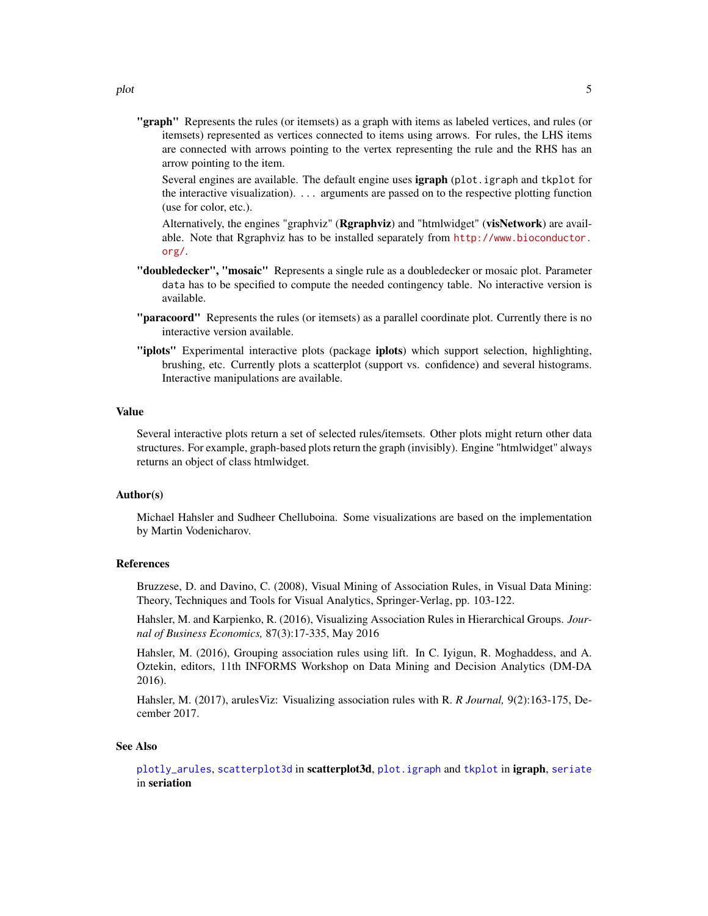**"graph"** Represents the rules (or itemsets) as a graph with items as labeled vertices, and rules (or itemsets) represented as vertices connected to items using arrows. For rules, the LHS items are connected with arrows pointing to the vertex representing the rule and the RHS has an arrow pointing to the item.

Several engines are available. The default engine uses **igraph** (`plot.igraph` and `tkplot` for the interactive visualization). `...` arguments are passed on to the respective plotting function (use for color, etc.).

Alternatively, the engines "graphviz" (**Rgraphviz**) and "htmlwidget" (**visNetwork**) are available. Note that Rgraphviz has to be installed separately from http://www.bioconductor.org/.

**"doubledecker", "mosaic"** Represents a single rule as a doubledecker or mosaic plot. Parameter `data` has to be specified to compute the needed contingency table. No interactive version is available.

**"paracoord"** Represents the rules (or itemsets) as a parallel coordinate plot. Currently there is no interactive version available.

**"iplots"** Experimental interactive plots (package **iplots**) which support selection, highlighting, brushing, etc. Currently plots a scatterplot (support vs. confidence) and several histograms. Interactive manipulations are available.

## Value

Several interactive plots return a set of selected rules/itemsets. Other plots might return other data structures. For example, graph-based plots return the graph (invisibly). Engine "htmlwidget" always returns an object of class htmlwidget.

## Author(s)

Michael Hahsler and Sudheer Chelluboina. Some visualizations are based on the implementation by Martin Vodenicharov.

## References

Bruzzese, D. and Davino, C. (2008), Visual Mining of Association Rules, in Visual Data Mining: Theory, Techniques and Tools for Visual Analytics, Springer-Verlag, pp. 103-122.

Hahsler, M. and Karpienko, R. (2016), Visualizing Association Rules in Hierarchical Groups. *Journal of Business Economics,* 87(3):17-335, May 2016

Hahsler, M. (2016), Grouping association rules using lift. In C. Iyigun, R. Moghaddess, and A. Oztekin, editors, 11th INFORMS Workshop on Data Mining and Decision Analytics (DM-DA 2016).

Hahsler, M. (2017), arulesViz: Visualizing association rules with R. *R Journal,* 9(2):163-175, December 2017.

## See Also

`plotly_arules`, `scatterplot3d` in **scatterplot3d**, `plot.igraph` and `tkplot` in **igraph**, `seriate` in **seriation**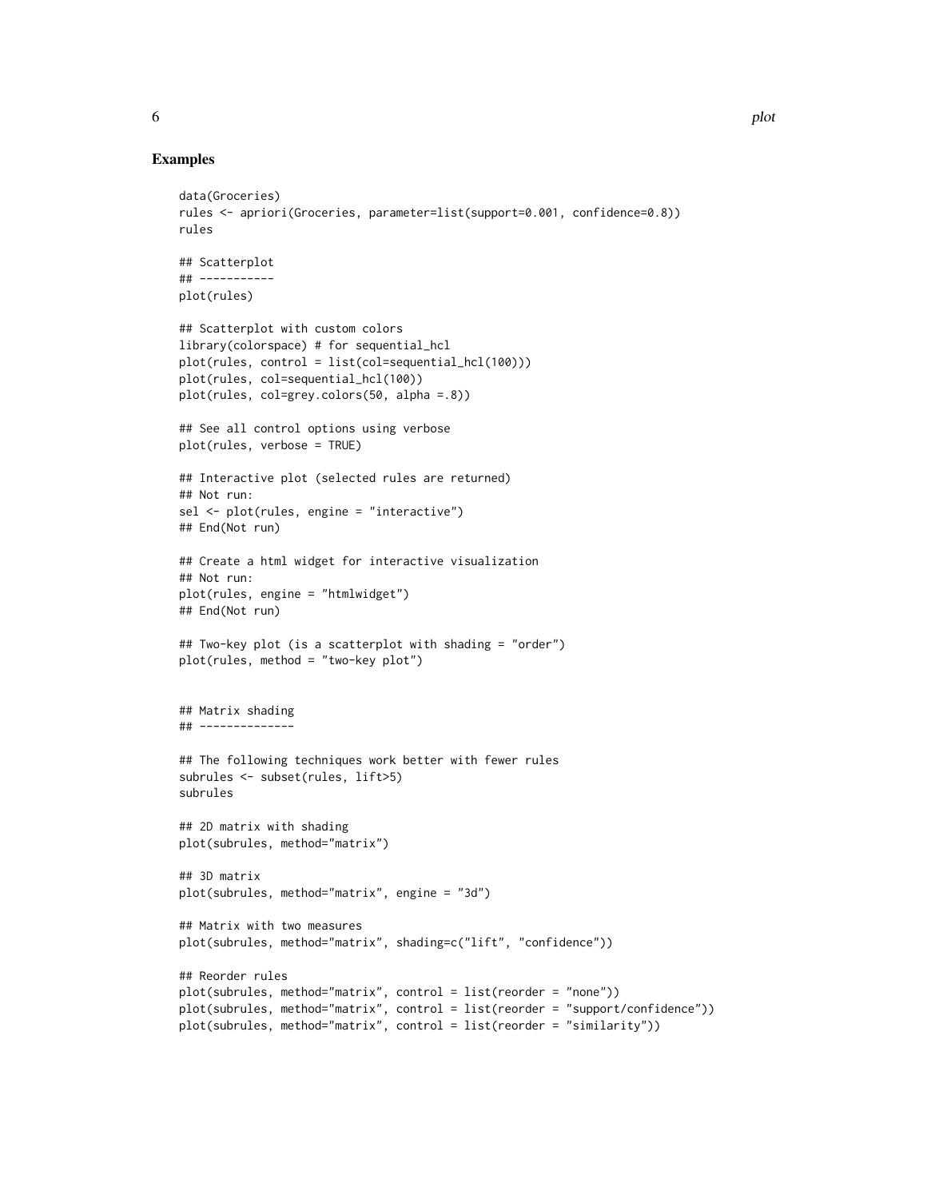## Examples

```
data(Groceries)
rules <- apriori(Groceries, parameter=list(support=0.001, confidence=0.8))
rules

## Scatterplot
## -----------
plot(rules)

## Scatterplot with custom colors
library(colorspace) # for sequential_hcl
plot(rules, control = list(col=sequential_hcl(100)))
plot(rules, col=sequential_hcl(100))
plot(rules, col=grey.colors(50, alpha =.8))

## See all control options using verbose
plot(rules, verbose = TRUE)

## Interactive plot (selected rules are returned)
## Not run:
sel <- plot(rules, engine = "interactive")
## End(Not run)

## Create a html widget for interactive visualization
## Not run:
plot(rules, engine = "htmlwidget")
## End(Not run)

## Two-key plot (is a scatterplot with shading = "order")
plot(rules, method = "two-key plot")


## Matrix shading
## --------------

## The following techniques work better with fewer rules
subrules <- subset(rules, lift>5)
subrules

## 2D matrix with shading
plot(subrules, method="matrix")

## 3D matrix
plot(subrules, method="matrix", engine = "3d")

## Matrix with two measures
plot(subrules, method="matrix", shading=c("lift", "confidence"))

## Reorder rules
plot(subrules, method="matrix", control = list(reorder = "none"))
plot(subrules, method="matrix", control = list(reorder = "support/confidence"))
plot(subrules, method="matrix", control = list(reorder = "similarity"))
```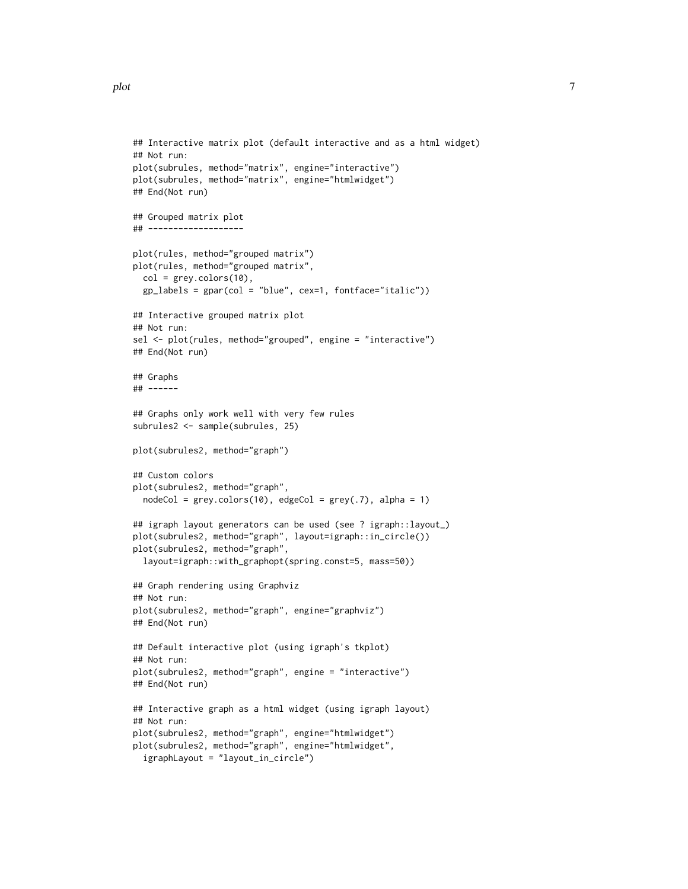```
## Interactive matrix plot (default interactive and as a html widget)
## Not run:
plot(subrules, method="matrix", engine="interactive")
plot(subrules, method="matrix", engine="htmlwidget")
## End(Not run)

## Grouped matrix plot
## -------------------

plot(rules, method="grouped matrix")
plot(rules, method="grouped matrix",
  col = grey.colors(10),
  gp_labels = gpar(col = "blue", cex=1, fontface="italic"))

## Interactive grouped matrix plot
## Not run:
sel <- plot(rules, method="grouped", engine = "interactive")
## End(Not run)

## Graphs
## ------

## Graphs only work well with very few rules
subrules2 <- sample(subrules, 25)

plot(subrules2, method="graph")

## Custom colors
plot(subrules2, method="graph",
  nodeCol = grey.colors(10), edgeCol = grey(.7), alpha = 1)

## igraph layout generators can be used (see ? igraph::layout_)
plot(subrules2, method="graph", layout=igraph::in_circle())
plot(subrules2, method="graph",
  layout=igraph::with_graphopt(spring.const=5, mass=50))

## Graph rendering using Graphviz
## Not run:
plot(subrules2, method="graph", engine="graphviz")
## End(Not run)

## Default interactive plot (using igraph's tkplot)
## Not run:
plot(subrules2, method="graph", engine = "interactive")
## End(Not run)

## Interactive graph as a html widget (using igraph layout)
## Not run:
plot(subrules2, method="graph", engine="htmlwidget")
plot(subrules2, method="graph", engine="htmlwidget",
  igraphLayout = "layout_in_circle")
```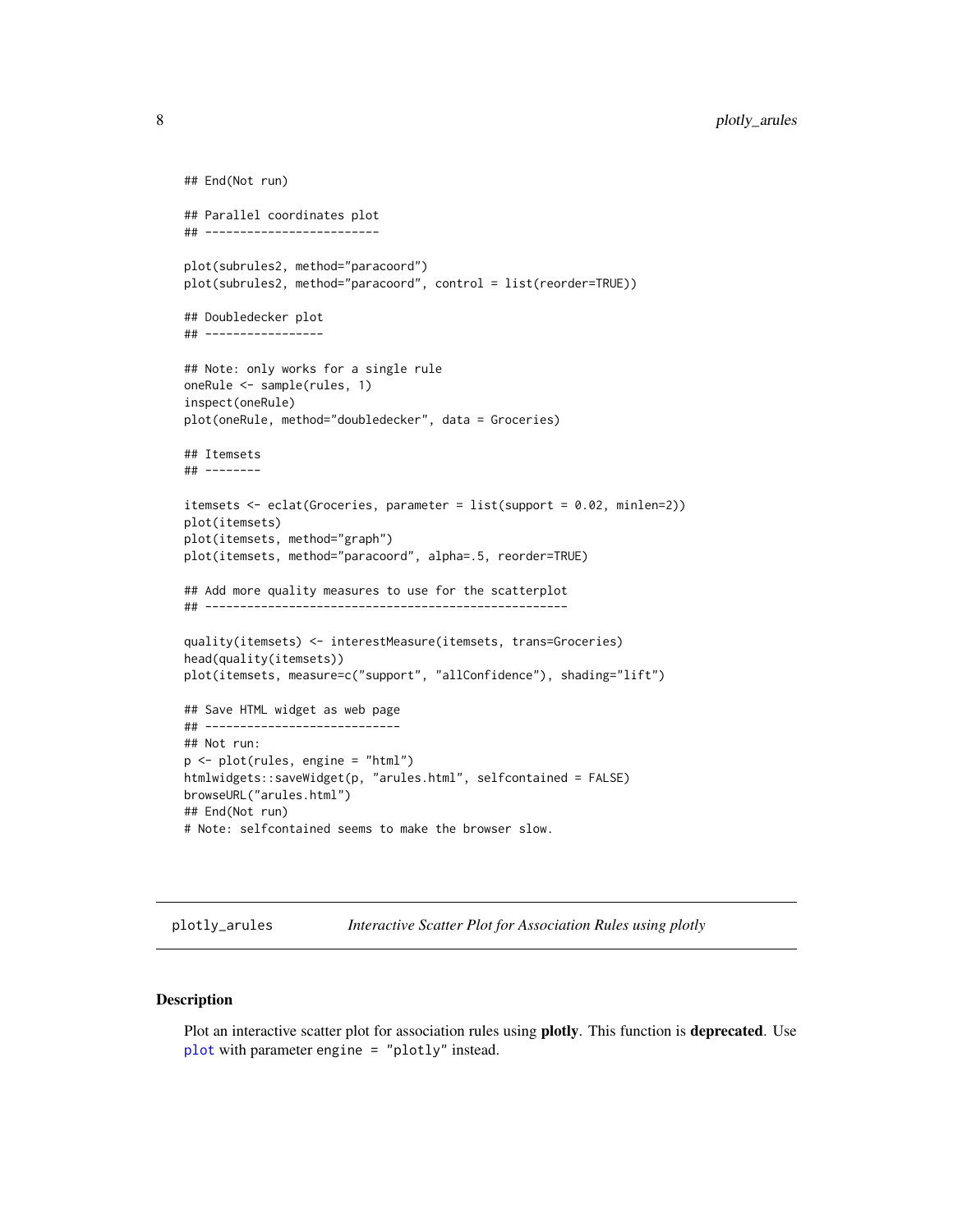```
## End(Not run)

## Parallel coordinates plot
## -------------------------

plot(subrules2, method="paracoord")
plot(subrules2, method="paracoord", control = list(reorder=TRUE))

## Doubledecker plot
## -----------------

## Note: only works for a single rule
oneRule <- sample(rules, 1)
inspect(oneRule)
plot(oneRule, method="doubledecker", data = Groceries)

## Itemsets
## --------

itemsets <- eclat(Groceries, parameter = list(support = 0.02, minlen=2))
plot(itemsets)
plot(itemsets, method="graph")
plot(itemsets, method="paracoord", alpha=.5, reorder=TRUE)

## Add more quality measures to use for the scatterplot
## ----------------------------------------------------

quality(itemsets) <- interestMeasure(itemsets, trans=Groceries)
head(quality(itemsets))
plot(itemsets, measure=c("support", "allConfidence"), shading="lift")

## Save HTML widget as web page
## ----------------------------
## Not run:
p <- plot(rules, engine = "html")
htmlwidgets::saveWidget(p, "arules.html", selfcontained = FALSE)
browseURL("arules.html")
## End(Not run)
# Note: selfcontained seems to make the browser slow.
```

---

`plotly_arules` *Interactive Scatter Plot for Association Rules using plotly*

---

### Description

Plot an interactive scatter plot for association rules using **plotly**. This function is **deprecated**. Use `plot` with parameter `engine = "plotly"` instead.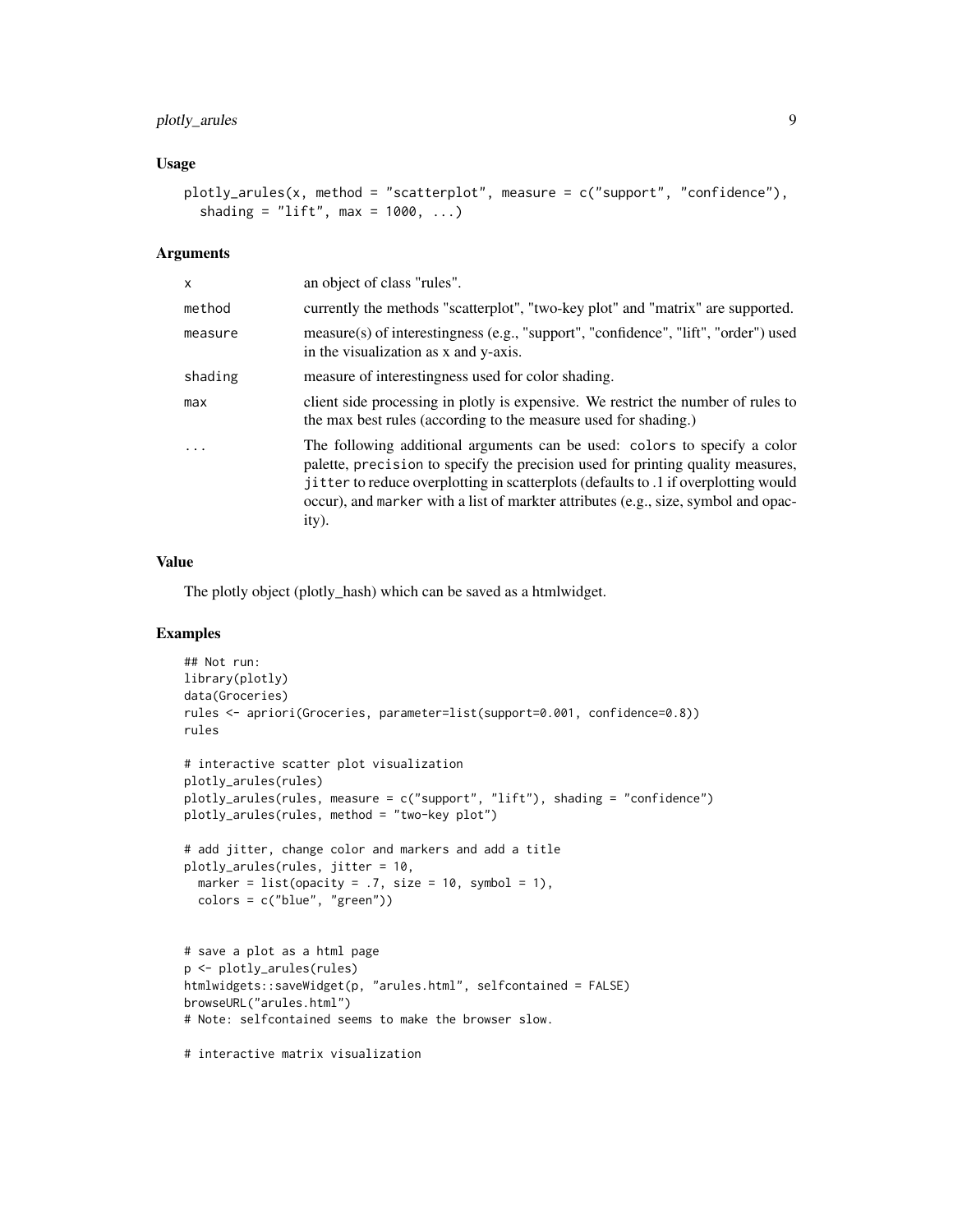### Usage

```
plotly_arules(x, method = "scatterplot", measure = c("support", "confidence"),
  shading = "lift", max = 1000, ...)
```

### Arguments

| | |
|---|---|
| x | an object of class "rules". |
| method | currently the methods "scatterplot", "two-key plot" and "matrix" are supported. |
| measure | measure(s) of interestingness (e.g., "support", "confidence", "lift", "order") used in the visualization as x and y-axis. |
| shading | measure of interestingness used for color shading. |
| max | client side processing in plotly is expensive. We restrict the number of rules to the max best rules (according to the measure used for shading.) |
| ... | The following additional arguments can be used: `colors` to specify a color palette, `precision` to specify the precision used for printing quality measures, `jitter` to reduce overplotting in scatterplots (defaults to .1 if overplotting would occur), and `marker` with a list of markter attributes (e.g., size, symbol and opacity). |

### Value

The plotly object (plotly_hash) which can be saved as a htmlwidget.

### Examples

```
## Not run:
library(plotly)
data(Groceries)
rules <- apriori(Groceries, parameter=list(support=0.001, confidence=0.8))
rules

# interactive scatter plot visualization
plotly_arules(rules)
plotly_arules(rules, measure = c("support", "lift"), shading = "confidence")
plotly_arules(rules, method = "two-key plot")

# add jitter, change color and markers and add a title
plotly_arules(rules, jitter = 10,
  marker = list(opacity = .7, size = 10, symbol = 1),
  colors = c("blue", "green"))


# save a plot as a html page
p <- plotly_arules(rules)
htmlwidgets::saveWidget(p, "arules.html", selfcontained = FALSE)
browseURL("arules.html")
# Note: selfcontained seems to make the browser slow.

# interactive matrix visualization
```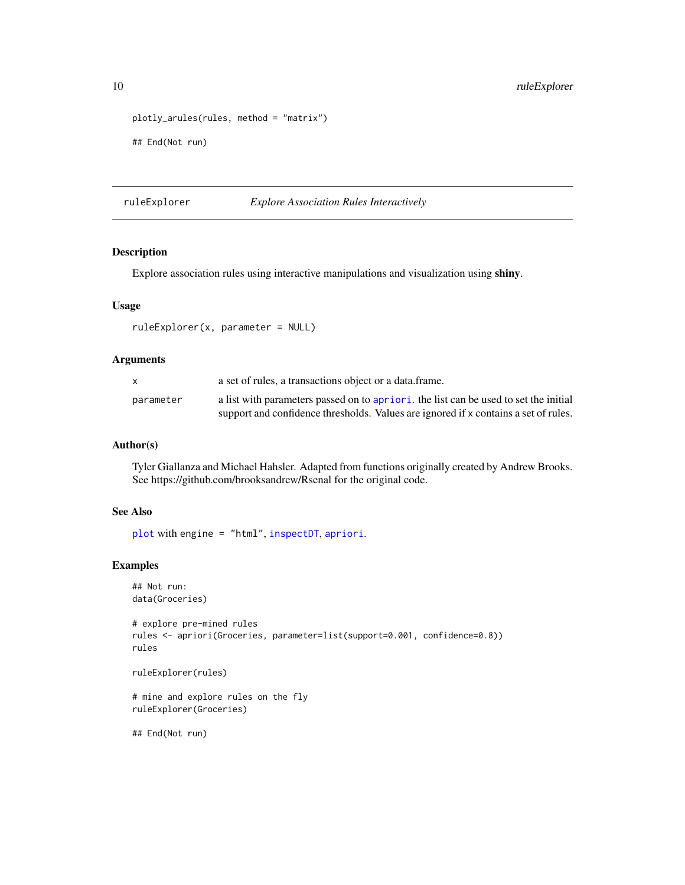```
plotly_arules(rules, method = "matrix")

## End(Not run)
```

---

## ruleExplorer — *Explore Association Rules Interactively*

### Description

Explore association rules using interactive manipulations and visualization using **shiny**.

### Usage

```
ruleExplorer(x, parameter = NULL)
```

### Arguments

| | |
|---|---|
| `x` | a set of rules, a transactions object or a data.frame. |
| `parameter` | a list with parameters passed on to `apriori`. the list can be used to set the initial support and confidence thresholds. Values are ignored if `x` contains a set of rules. |

### Author(s)

Tyler Giallanza and Michael Hahsler. Adapted from functions originally created by Andrew Brooks. See https://github.com/brooksandrew/Rsenal for the original code.

### See Also

`plot` with `engine = "html"`, `inspectDT`, `apriori`.

### Examples

```
## Not run:
data(Groceries)

# explore pre-mined rules
rules <- apriori(Groceries, parameter=list(support=0.001, confidence=0.8))
rules

ruleExplorer(rules)

# mine and explore rules on the fly
ruleExplorer(Groceries)

## End(Not run)
```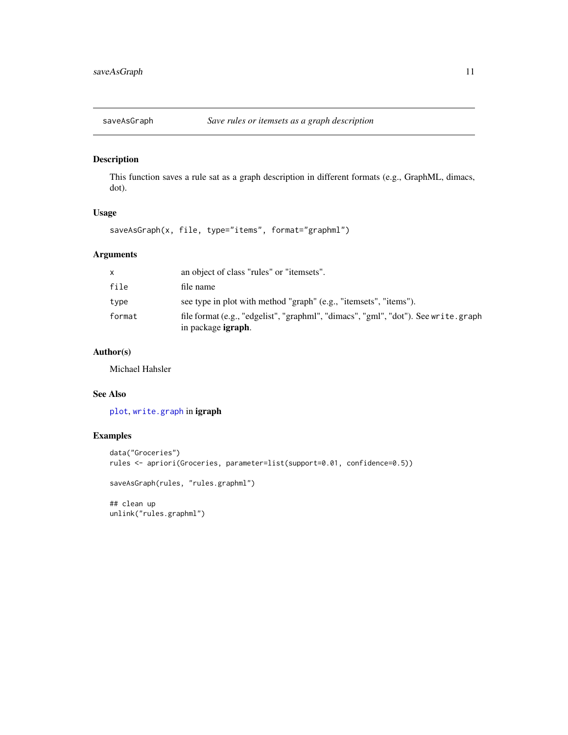# saveAsGraph — *Save rules or itemsets as a graph description*

## Description

This function saves a rule sat as a graph description in different formats (e.g., GraphML, dimacs, dot).

## Usage

```
saveAsGraph(x, file, type="items", format="graphml")
```

## Arguments

| | |
|---|---|
| `x` | an object of class "rules" or "itemsets". |
| `file` | file name |
| `type` | see type in plot with method "graph" (e.g., "itemsets", "items"). |
| `format` | file format (e.g., "edgelist", "graphml", "dimacs", "gml", "dot"). See `write.graph` in package **igraph**. |

## Author(s)

Michael Hahsler

## See Also

`plot`, `write.graph` in **igraph**

## Examples

```
data("Groceries")
rules <- apriori(Groceries, parameter=list(support=0.01, confidence=0.5))

saveAsGraph(rules, "rules.graphml")

## clean up
unlink("rules.graphml")
```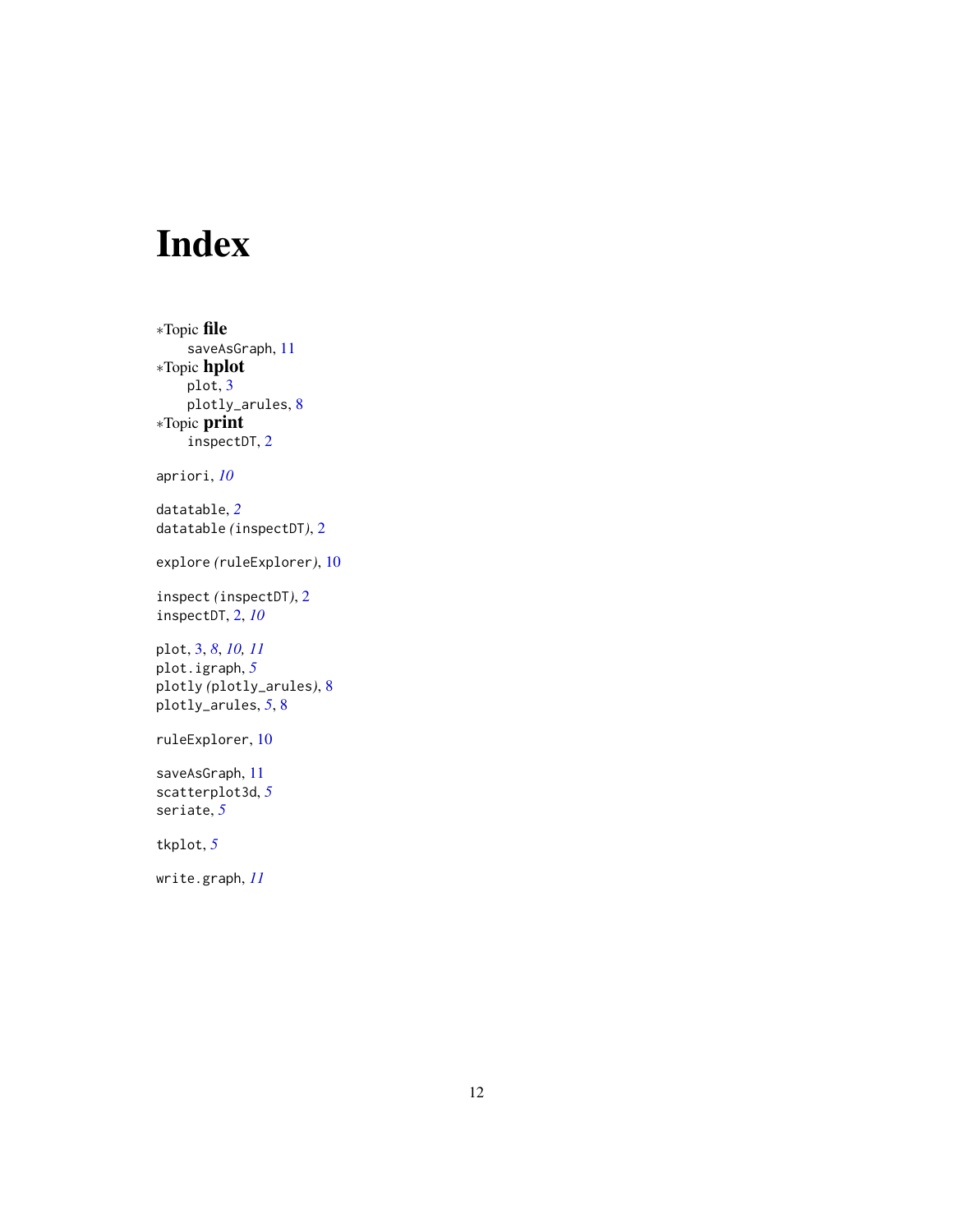# Index

∗Topic **file**
  saveAsGraph, 11
∗Topic **hplot**
  plot, 3
  plotly_arules, 8
∗Topic **print**
  inspectDT, 2

apriori, *10*

datatable, *2*
datatable *(*inspectDT*)*, 2

explore *(*ruleExplorer*)*, 10

inspect *(*inspectDT*)*, 2
inspectDT, 2, *10*

plot, 3, *8*, *10, 11*
plot.igraph, *5*
plotly *(*plotly_arules*)*, 8
plotly_arules, *5*, 8

ruleExplorer, 10

saveAsGraph, 11
scatterplot3d, *5*
seriate, *5*

tkplot, *5*

write.graph, *11*